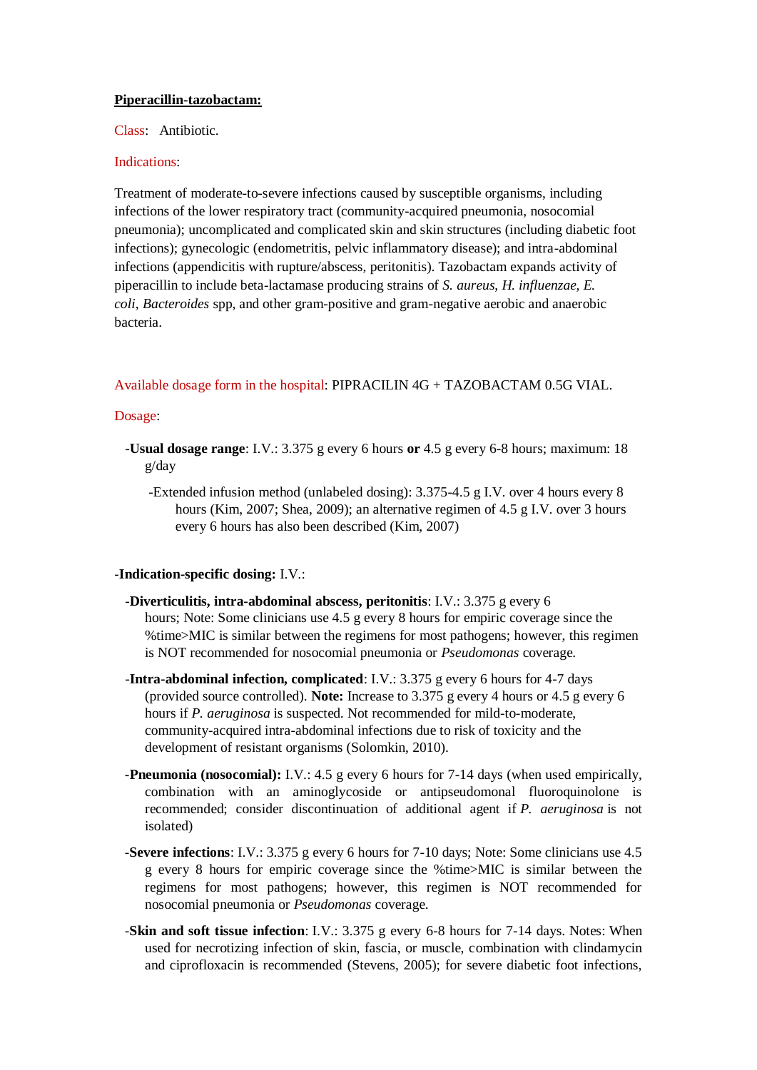**<u>Piperacillin-tazobactam:</u>**

Class: Antibiotic.

Indications:

Treatment of moderate-to-severe infections caused by susceptible organisms, including infections of the lower respiratory tract (community-acquired pneumonia, nosocomial pneumonia); uncomplicated and complicated skin and skin structures (including diabetic foot infections); gynecologic (endometritis, pelvic inflammatory disease); and intra-abdominal infections (appendicitis with rupture/abscess, peritonitis). Tazobactam expands activity of piperacillin to include beta-lactamase producing strains of *S. aureus*, *H. influenzae*, *E. coli*, *Bacteroides* spp, and other gram-positive and gram-negative aerobic and anaerobic bacteria.

Available dosage form in the hospital: PIPRACILIN 4G + TAZOBACTAM 0.5G VIAL.

Dosage:

- **Usual dosage range**: I.V.: 3.375 g every 6 hours **or** 4.5 g every 6-8 hours; maximum: 18 g/day
  - Extended infusion method (unlabeled dosing): 3.375-4.5 g I.V. over 4 hours every 8 hours (Kim, 2007; Shea, 2009); an alternative regimen of 4.5 g I.V. over 3 hours every 6 hours has also been described (Kim, 2007)

- **Indication-specific dosing:** I.V.:
  - **Diverticulitis, intra-abdominal abscess, peritonitis**: I.V.: 3.375 g every 6 hours; Note: Some clinicians use 4.5 g every 8 hours for empiric coverage since the %time>MIC is similar between the regimens for most pathogens; however, this regimen is NOT recommended for nosocomial pneumonia or *Pseudomonas* coverage.
  - **Intra-abdominal infection, complicated**: I.V.: 3.375 g every 6 hours for 4-7 days (provided source controlled). **Note:** Increase to 3.375 g every 4 hours or 4.5 g every 6 hours if *P. aeruginosa* is suspected. Not recommended for mild-to-moderate, community-acquired intra-abdominal infections due to risk of toxicity and the development of resistant organisms (Solomkin, 2010).
  - **Pneumonia (nosocomial):** I.V.: 4.5 g every 6 hours for 7-14 days (when used empirically, combination with an aminoglycoside or antipseudomonal fluoroquinolone is recommended; consider discontinuation of additional agent if *P. aeruginosa* is not isolated)
  - **Severe infections**: I.V.: 3.375 g every 6 hours for 7-10 days; Note: Some clinicians use 4.5 g every 8 hours for empiric coverage since the %time>MIC is similar between the regimens for most pathogens; however, this regimen is NOT recommended for nosocomial pneumonia or *Pseudomonas* coverage.
  - **Skin and soft tissue infection**: I.V.: 3.375 g every 6-8 hours for 7-14 days. Notes: When used for necrotizing infection of skin, fascia, or muscle, combination with clindamycin and ciprofloxacin is recommended (Stevens, 2005); for severe diabetic foot infections,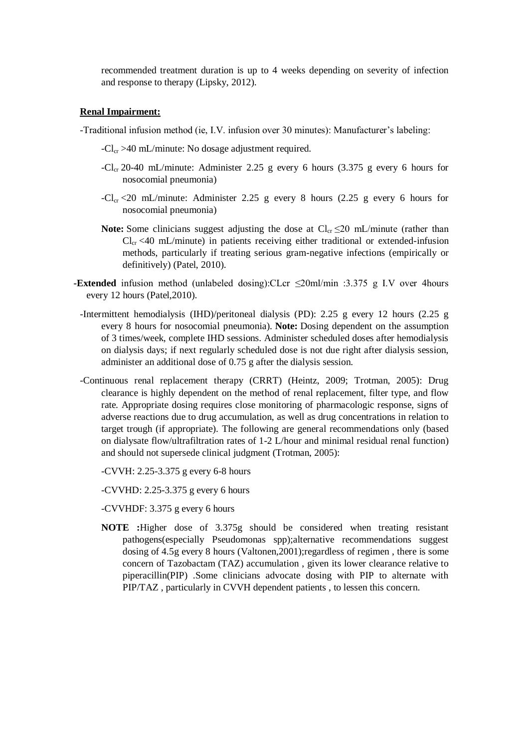recommended treatment duration is up to 4 weeks depending on severity of infection and response to therapy (Lipsky, 2012).

**Renal Impairment:**

-Traditional infusion method (ie, I.V. infusion over 30 minutes): Manufacturer's labeling:

-$Cl_{cr}$ >40 mL/minute: No dosage adjustment required.

-$Cl_{cr}$ 20-40 mL/minute: Administer 2.25 g every 6 hours (3.375 g every 6 hours for nosocomial pneumonia)

-$Cl_{cr}$ <20 mL/minute: Administer 2.25 g every 8 hours (2.25 g every 6 hours for nosocomial pneumonia)

**Note:** Some clinicians suggest adjusting the dose at $Cl_{cr}$ ≤20 mL/minute (rather than $Cl_{cr}$ <40 mL/minute) in patients receiving either traditional or extended-infusion methods, particularly if treating serious gram-negative infections (empirically or definitively) (Patel, 2010).

-**Extended** infusion method (unlabeled dosing):CLcr ≤20ml/min :3.375 g I.V over 4hours every 12 hours (Patel,2010).

-Intermittent hemodialysis (IHD)/peritoneal dialysis (PD): 2.25 g every 12 hours (2.25 g every 8 hours for nosocomial pneumonia). **Note:** Dosing dependent on the assumption of 3 times/week, complete IHD sessions. Administer scheduled doses after hemodialysis on dialysis days; if next regularly scheduled dose is not due right after dialysis session, administer an additional dose of 0.75 g after the dialysis session.

-Continuous renal replacement therapy (CRRT) (Heintz, 2009; Trotman, 2005): Drug clearance is highly dependent on the method of renal replacement, filter type, and flow rate. Appropriate dosing requires close monitoring of pharmacologic response, signs of adverse reactions due to drug accumulation, as well as drug concentrations in relation to target trough (if appropriate). The following are general recommendations only (based on dialysate flow/ultrafiltration rates of 1-2 L/hour and minimal residual renal function) and should not supersede clinical judgment (Trotman, 2005):

-CVVH: 2.25-3.375 g every 6-8 hours

-CVVHD: 2.25-3.375 g every 6 hours

-CVVHDF: 3.375 g every 6 hours

**NOTE :**Higher dose of 3.375g should be considered when treating resistant pathogens(especially Pseudomonas spp);alternative recommendations suggest dosing of 4.5g every 8 hours (Valtonen,2001);regardless of regimen , there is some concern of Tazobactam (TAZ) accumulation , given its lower clearance relative to piperacillin(PIP) .Some clinicians advocate dosing with PIP to alternate with PIP/TAZ , particularly in CVVH dependent patients , to lessen this concern.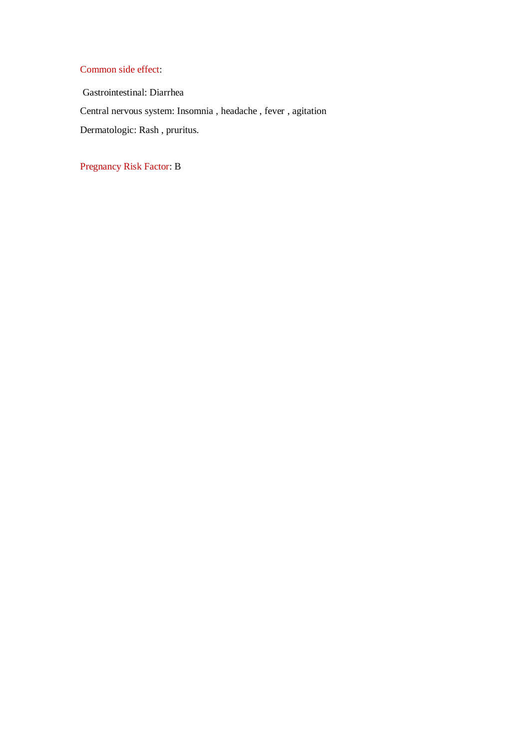Common side effect:

Gastrointestinal: Diarrhea

Central nervous system: Insomnia , headache , fever , agitation

Dermatologic: Rash , pruritus.

Pregnancy Risk Factor: B